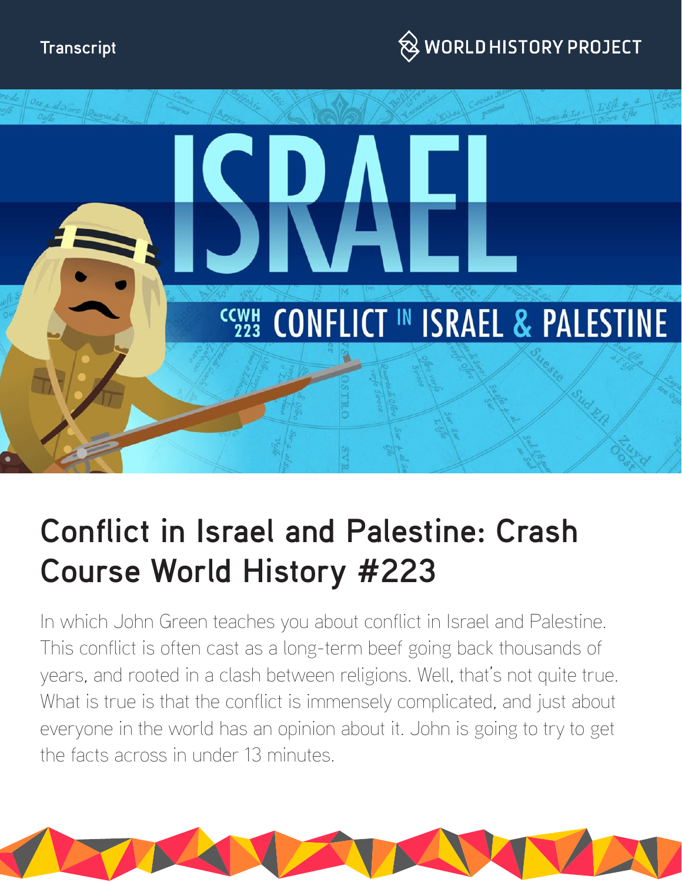Transcript

WORLD HISTORY PROJECT

# Conflict in Israel and Palestine: Crash Course World History #223

In which John Green teaches you about conflict in Israel and Palestine. This conflict is often cast as a long-term beef going back thousands of years, and rooted in a clash between religions. Well, that's not quite true. What is true is that the conflict is immensely complicated, and just about everyone in the world has an opinion about it. John is going to try to get the facts across in under 13 minutes.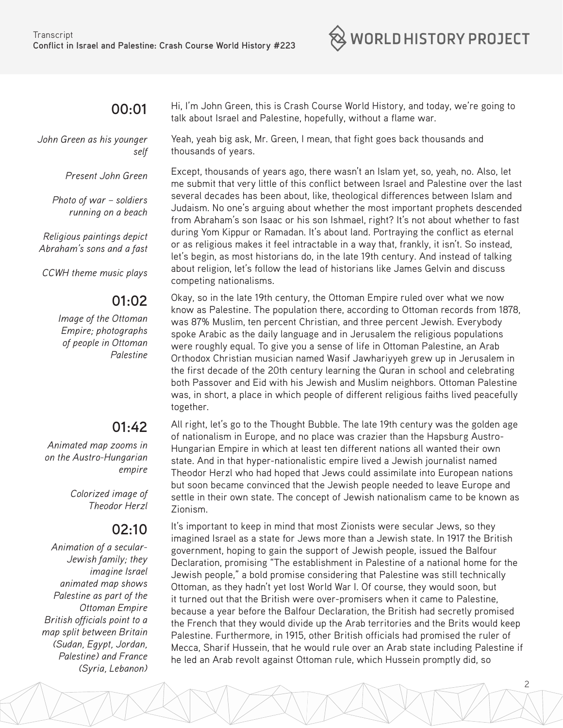**00:01**

*John Green as his younger self*

*Present John Green*

*Photo of war – soldiers running on a beach*

*Religious paintings depict Abraham's sons and a fast*

*CCWH theme music plays*

Hi, I'm John Green, this is Crash Course World History, and today, we're going to talk about Israel and Palestine, hopefully, without a flame war.

Yeah, yeah big ask, Mr. Green, I mean, that fight goes back thousands and thousands of years.

Except, thousands of years ago, there wasn't an Islam yet, so, yeah, no. Also, let me submit that very little of this conflict between Israel and Palestine over the last several decades has been about, like, theological differences between Islam and Judaism. No one's arguing about whether the most important prophets descended from Abraham's son Isaac or his son Ishmael, right? It's not about whether to fast during Yom Kippur or Ramadan. It's about land. Portraying the conflict as eternal or as religious makes it feel intractable in a way that, frankly, it isn't. So instead, let's begin, as most historians do, in the late 19th century. And instead of talking about religion, let's follow the lead of historians like James Gelvin and discuss competing nationalisms.

**01:02**

*Image of the Ottoman Empire; photographs of people in Ottoman Palestine*

Okay, so in the late 19th century, the Ottoman Empire ruled over what we now know as Palestine. The population there, according to Ottoman records from 1878, was 87% Muslim, ten percent Christian, and three percent Jewish. Everybody spoke Arabic as the daily language and in Jerusalem the religious populations were roughly equal. To give you a sense of life in Ottoman Palestine, an Arab Orthodox Christian musician named Wasif Jawhariyyeh grew up in Jerusalem in the first decade of the 20th century learning the Quran in school and celebrating both Passover and Eid with his Jewish and Muslim neighbors. Ottoman Palestine was, in short, a place in which people of different religious faiths lived peacefully together.

**01:42**

*Animated map zooms in on the Austro-Hungarian empire*

*Colorized image of Theodor Herzl*

All right, let's go to the Thought Bubble. The late 19th century was the golden age of nationalism in Europe, and no place was crazier than the Hapsburg Austro-Hungarian Empire in which at least ten different nations all wanted their own state. And in that hyper-nationalistic empire lived a Jewish journalist named Theodor Herzl who had hoped that Jews could assimilate into European nations but soon became convinced that the Jewish people needed to leave Europe and settle in their own state. The concept of Jewish nationalism came to be known as Zionism.

**02:10**

*Animation of a secular-Jewish family; they imagine Israel animated map shows Palestine as part of the Ottoman Empire British officials point to a map split between Britain (Sudan, Egypt, Jordan, Palestine) and France (Syria, Lebanon)*

It's important to keep in mind that most Zionists were secular Jews, so they imagined Israel as a state for Jews more than a Jewish state. In 1917 the British government, hoping to gain the support of Jewish people, issued the Balfour Declaration, promising "The establishment in Palestine of a national home for the Jewish people," a bold promise considering that Palestine was still technically Ottoman, as they hadn't yet lost World War I. Of course, they would soon, but it turned out that the British were over-promisers when it came to Palestine, because a year before the Balfour Declaration, the British had secretly promised the French that they would divide up the Arab territories and the Brits would keep Palestine. Furthermore, in 1915, other British officials had promised the ruler of Mecca, Sharif Hussein, that he would rule over an Arab state including Palestine if he led an Arab revolt against Ottoman rule, which Hussein promptly did, so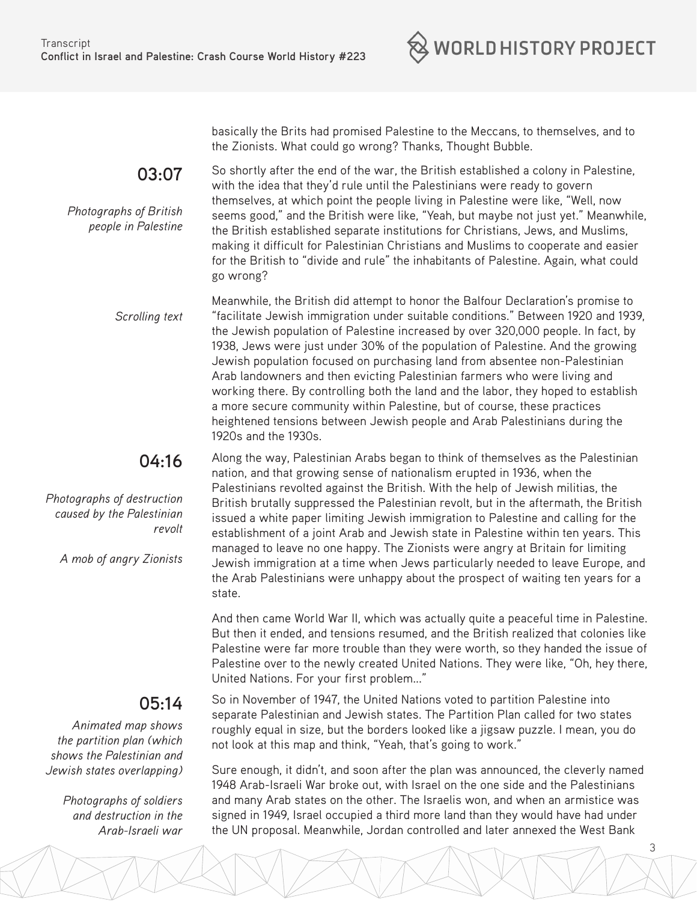basically the Brits had promised Palestine to the Meccans, to themselves, and to the Zionists. What could go wrong? Thanks, Thought Bubble.

**03:07**

*Photographs of British people in Palestine*

So shortly after the end of the war, the British established a colony in Palestine, with the idea that they'd rule until the Palestinians were ready to govern themselves, at which point the people living in Palestine were like, "Well, now seems good," and the British were like, "Yeah, but maybe not just yet." Meanwhile, the British established separate institutions for Christians, Jews, and Muslims, making it difficult for Palestinian Christians and Muslims to cooperate and easier for the British to "divide and rule" the inhabitants of Palestine. Again, what could go wrong?

*Scrolling text*

Meanwhile, the British did attempt to honor the Balfour Declaration's promise to "facilitate Jewish immigration under suitable conditions." Between 1920 and 1939, the Jewish population of Palestine increased by over 320,000 people. In fact, by 1938, Jews were just under 30% of the population of Palestine. And the growing Jewish population focused on purchasing land from absentee non-Palestinian Arab landowners and then evicting Palestinian farmers who were living and working there. By controlling both the land and the labor, they hoped to establish a more secure community within Palestine, but of course, these practices heightened tensions between Jewish people and Arab Palestinians during the 1920s and the 1930s.

**04:16**

*Photographs of destruction caused by the Palestinian revolt*

*A mob of angry Zionists*

Along the way, Palestinian Arabs began to think of themselves as the Palestinian nation, and that growing sense of nationalism erupted in 1936, when the Palestinians revolted against the British. With the help of Jewish militias, the British brutally suppressed the Palestinian revolt, but in the aftermath, the British issued a white paper limiting Jewish immigration to Palestine and calling for the establishment of a joint Arab and Jewish state in Palestine within ten years. This managed to leave no one happy. The Zionists were angry at Britain for limiting Jewish immigration at a time when Jews particularly needed to leave Europe, and the Arab Palestinians were unhappy about the prospect of waiting ten years for a state.

And then came World War II, which was actually quite a peaceful time in Palestine. But then it ended, and tensions resumed, and the British realized that colonies like Palestine were far more trouble than they were worth, so they handed the issue of Palestine over to the newly created United Nations. They were like, "Oh, hey there, United Nations. For your first problem…"

**05:14**

*Animated map shows the partition plan (which shows the Palestinian and Jewish states overlapping)*

So in November of 1947, the United Nations voted to partition Palestine into separate Palestinian and Jewish states. The Partition Plan called for two states roughly equal in size, but the borders looked like a jigsaw puzzle. I mean, you do not look at this map and think, "Yeah, that's going to work."

*Photographs of soldiers and destruction in the Arab-Israeli war*

Sure enough, it didn't, and soon after the plan was announced, the cleverly named 1948 Arab-Israeli War broke out, with Israel on the one side and the Palestinians and many Arab states on the other. The Israelis won, and when an armistice was signed in 1949, Israel occupied a third more land than they would have had under the UN proposal. Meanwhile, Jordan controlled and later annexed the West Bank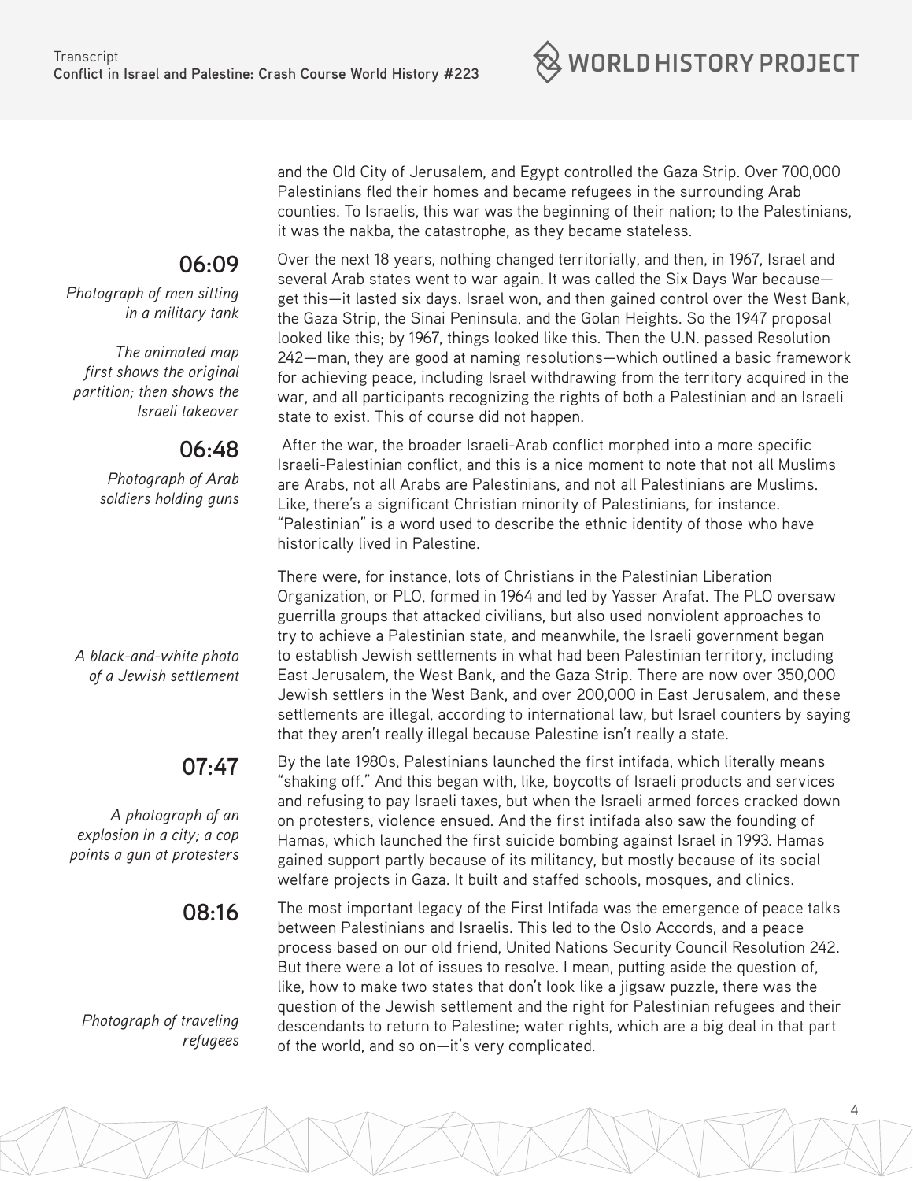and the Old City of Jerusalem, and Egypt controlled the Gaza Strip. Over 700,000 Palestinians fled their homes and became refugees in the surrounding Arab counties. To Israelis, this war was the beginning of their nation; to the Palestinians, it was the nakba, the catastrophe, as they became stateless.

**06:09**

*Photograph of men sitting in a military tank*

*The animated map first shows the original partition; then shows the Israeli takeover*

Over the next 18 years, nothing changed territorially, and then, in 1967, Israel and several Arab states went to war again. It was called the Six Days War because—get this—it lasted six days. Israel won, and then gained control over the West Bank, the Gaza Strip, the Sinai Peninsula, and the Golan Heights. So the 1947 proposal looked like this; by 1967, things looked like this. Then the U.N. passed Resolution 242—man, they are good at naming resolutions—which outlined a basic framework for achieving peace, including Israel withdrawing from the territory acquired in the war, and all participants recognizing the rights of both a Palestinian and an Israeli state to exist. This of course did not happen.

**06:48**

*Photograph of Arab soldiers holding guns*

After the war, the broader Israeli-Arab conflict morphed into a more specific Israeli-Palestinian conflict, and this is a nice moment to note that not all Muslims are Arabs, not all Arabs are Palestinians, and not all Palestinians are Muslims. Like, there's a significant Christian minority of Palestinians, for instance. "Palestinian" is a word used to describe the ethnic identity of those who have historically lived in Palestine.

*A black-and-white photo of a Jewish settlement*

There were, for instance, lots of Christians in the Palestinian Liberation Organization, or PLO, formed in 1964 and led by Yasser Arafat. The PLO oversaw guerrilla groups that attacked civilians, but also used nonviolent approaches to try to achieve a Palestinian state, and meanwhile, the Israeli government began to establish Jewish settlements in what had been Palestinian territory, including East Jerusalem, the West Bank, and the Gaza Strip. There are now over 350,000 Jewish settlers in the West Bank, and over 200,000 in East Jerusalem, and these settlements are illegal, according to international law, but Israel counters by saying that they aren't really illegal because Palestine isn't really a state.

**07:47**

*A photograph of an explosion in a city; a cop points a gun at protesters*

By the late 1980s, Palestinians launched the first intifada, which literally means "shaking off." And this began with, like, boycotts of Israeli products and services and refusing to pay Israeli taxes, but when the Israeli armed forces cracked down on protesters, violence ensued. And the first intifada also saw the founding of Hamas, which launched the first suicide bombing against Israel in 1993. Hamas gained support partly because of its militancy, but mostly because of its social welfare projects in Gaza. It built and staffed schools, mosques, and clinics.

**08:16**

*Photograph of traveling refugees*

The most important legacy of the First Intifada was the emergence of peace talks between Palestinians and Israelis. This led to the Oslo Accords, and a peace process based on our old friend, United Nations Security Council Resolution 242. But there were a lot of issues to resolve. I mean, putting aside the question of, like, how to make two states that don't look like a jigsaw puzzle, there was the question of the Jewish settlement and the right for Palestinian refugees and their descendants to return to Palestine; water rights, which are a big deal in that part of the world, and so on—it's very complicated.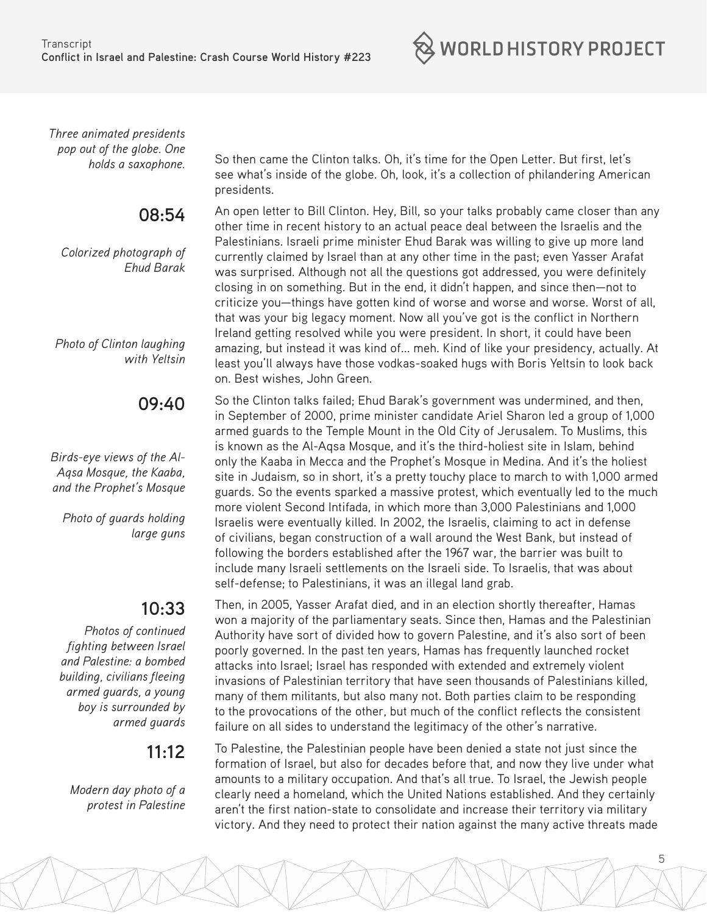*Three animated presidents pop out of the globe. One holds a saxophone.*

So then came the Clinton talks. Oh, it's time for the Open Letter. But first, let's see what's inside of the globe. Oh, look, it's a collection of philandering American presidents.

**08:54**

*Colorized photograph of Ehud Barak*

An open letter to Bill Clinton. Hey, Bill, so your talks probably came closer than any other time in recent history to an actual peace deal between the Israelis and the Palestinians. Israeli prime minister Ehud Barak was willing to give up more land currently claimed by Israel than at any other time in the past; even Yasser Arafat was surprised. Although not all the questions got addressed, you were definitely closing in on something. But in the end, it didn't happen, and since then—not to criticize you—things have gotten kind of worse and worse and worse. Worst of all, that was your big legacy moment. Now all you've got is the conflict in Northern Ireland getting resolved while you were president. In short, it could have been amazing, but instead it was kind of... meh. Kind of like your presidency, actually. At least you'll always have those vodkas-soaked hugs with Boris Yeltsin to look back on. Best wishes, John Green.

*Photo of Clinton laughing with Yeltsin*

**09:40**

*Birds-eye views of the Al-Aqsa Mosque, the Kaaba, and the Prophet's Mosque*

*Photo of guards holding large guns*

So the Clinton talks failed; Ehud Barak's government was undermined, and then, in September of 2000, prime minister candidate Ariel Sharon led a group of 1,000 armed guards to the Temple Mount in the Old City of Jerusalem. To Muslims, this is known as the Al-Aqsa Mosque, and it's the third-holiest site in Islam, behind only the Kaaba in Mecca and the Prophet's Mosque in Medina. And it's the holiest site in Judaism, so in short, it's a pretty touchy place to march to with 1,000 armed guards. So the events sparked a massive protest, which eventually led to the much more violent Second Intifada, in which more than 3,000 Palestinians and 1,000 Israelis were eventually killed. In 2002, the Israelis, claiming to act in defense of civilians, began construction of a wall around the West Bank, but instead of following the borders established after the 1967 war, the barrier was built to include many Israeli settlements on the Israeli side. To Israelis, that was about self-defense; to Palestinians, it was an illegal land grab.

**10:33**

*Photos of continued fighting between Israel and Palestine: a bombed building, civilians fleeing armed guards, a young boy is surrounded by armed guards*

Then, in 2005, Yasser Arafat died, and in an election shortly thereafter, Hamas won a majority of the parliamentary seats. Since then, Hamas and the Palestinian Authority have sort of divided how to govern Palestine, and it's also sort of been poorly governed. In the past ten years, Hamas has frequently launched rocket attacks into Israel; Israel has responded with extended and extremely violent invasions of Palestinian territory that have seen thousands of Palestinians killed, many of them militants, but also many not. Both parties claim to be responding to the provocations of the other, but much of the conflict reflects the consistent failure on all sides to understand the legitimacy of the other's narrative.

**11:12**

*Modern day photo of a protest in Palestine*

To Palestine, the Palestinian people have been denied a state not just since the formation of Israel, but also for decades before that, and now they live under what amounts to a military occupation. And that's all true. To Israel, the Jewish people clearly need a homeland, which the United Nations established. And they certainly aren't the first nation-state to consolidate and increase their territory via military victory. And they need to protect their nation against the many active threats made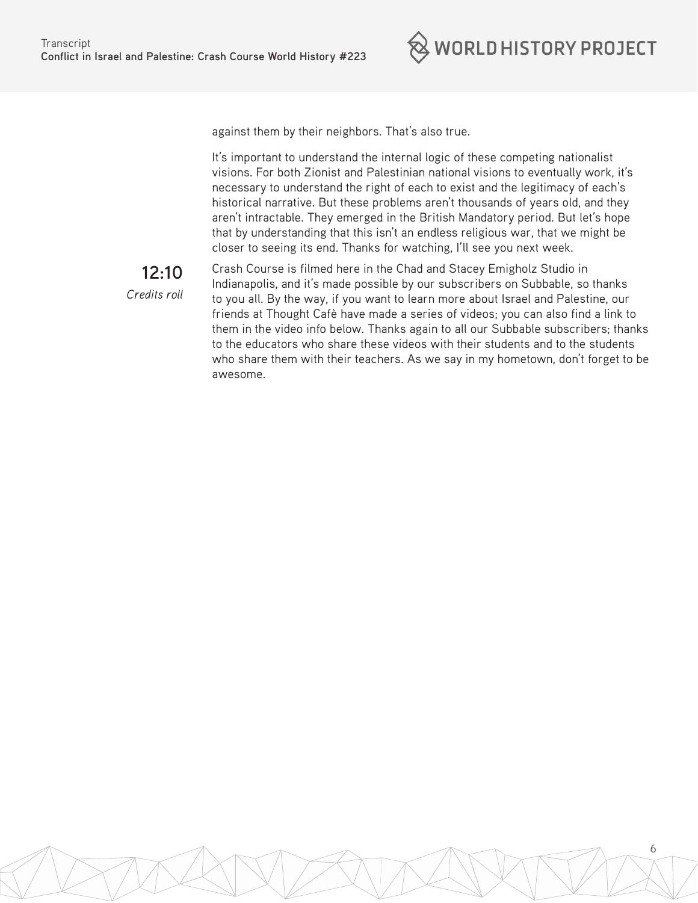against them by their neighbors. That's also true.

It's important to understand the internal logic of these competing nationalist visions. For both Zionist and Palestinian national visions to eventually work, it's necessary to understand the right of each to exist and the legitimacy of each's historical narrative. But these problems aren't thousands of years old, and they aren't intractable. They emerged in the British Mandatory period. But let's hope that by understanding that this isn't an endless religious war, that we might be closer to seeing its end. Thanks for watching, I'll see you next week.

**12:10**
*Credits roll*

Crash Course is filmed here in the Chad and Stacey Emigholz Studio in Indianapolis, and it's made possible by our subscribers on Subbable, so thanks to you all. By the way, if you want to learn more about Israel and Palestine, our friends at Thought Cafè have made a series of videos; you can also find a link to them in the video info below. Thanks again to all our Subbable subscribers; thanks to the educators who share these videos with their students and to the students who share them with their teachers. As we say in my hometown, don't forget to be awesome.